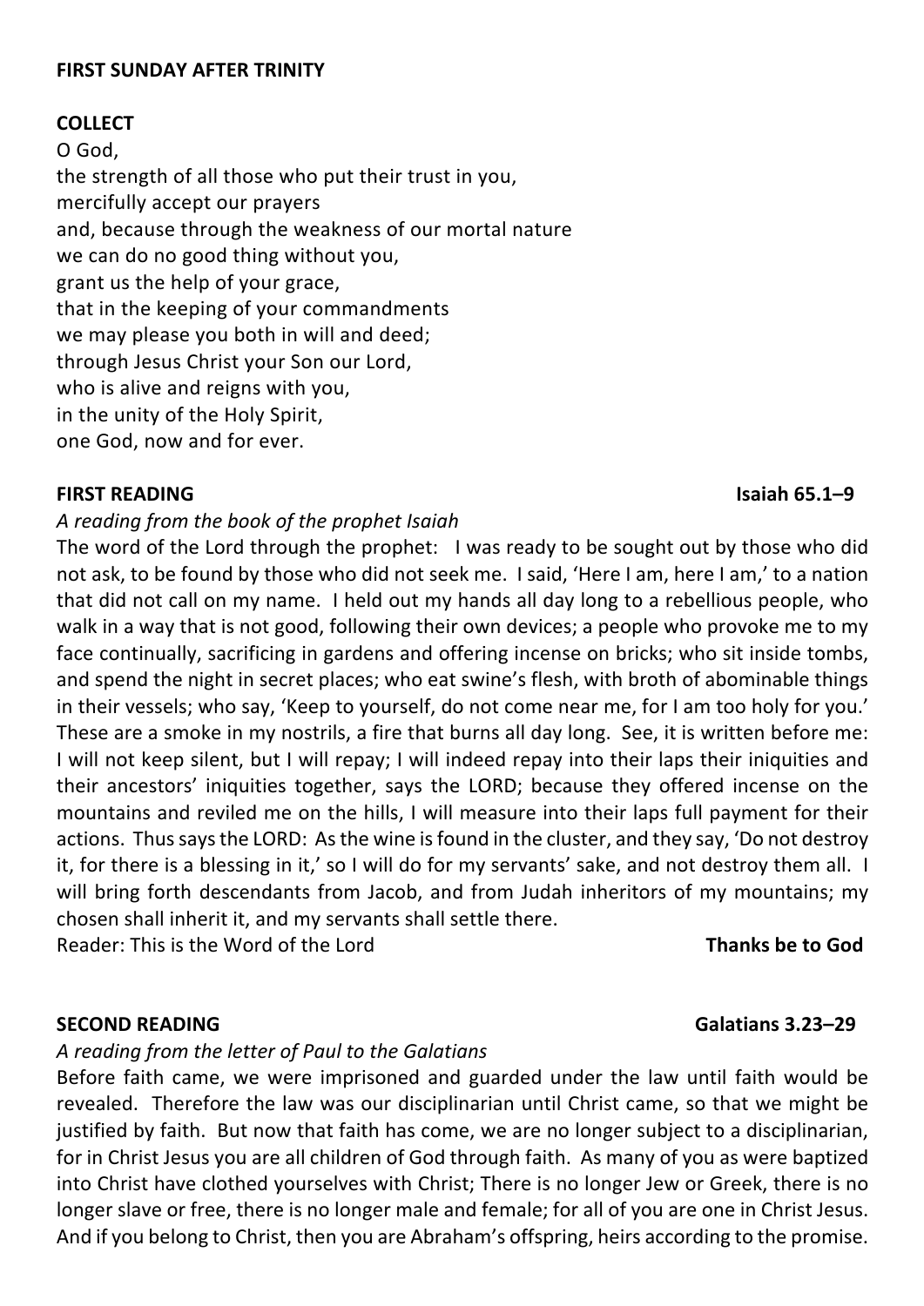**FIRST SUNDAY AFTER TRINITY**

**COLLECT**

O God,
the strength of all those who put their trust in you,
mercifully accept our prayers
and, because through the weakness of our mortal nature
we can do no good thing without you,
grant us the help of your grace,
that in the keeping of your commandments
we may please you both in will and deed;
through Jesus Christ your Son our Lord,
who is alive and reigns with you,
in the unity of the Holy Spirit,
one God, now and for ever.

**FIRST READING** **Isaiah 65.1–9**

*A reading from the book of the prophet Isaiah*

The word of the Lord through the prophet: I was ready to be sought out by those who did not ask, to be found by those who did not seek me. I said, 'Here I am, here I am,' to a nation that did not call on my name. I held out my hands all day long to a rebellious people, who walk in a way that is not good, following their own devices; a people who provoke me to my face continually, sacrificing in gardens and offering incense on bricks; who sit inside tombs, and spend the night in secret places; who eat swine's flesh, with broth of abominable things in their vessels; who say, 'Keep to yourself, do not come near me, for I am too holy for you.' These are a smoke in my nostrils, a fire that burns all day long. See, it is written before me: I will not keep silent, but I will repay; I will indeed repay into their laps their iniquities and their ancestors' iniquities together, says the LORD; because they offered incense on the mountains and reviled me on the hills, I will measure into their laps full payment for their actions. Thus says the LORD: As the wine is found in the cluster, and they say, 'Do not destroy it, for there is a blessing in it,' so I will do for my servants' sake, and not destroy them all. I will bring forth descendants from Jacob, and from Judah inheritors of my mountains; my chosen shall inherit it, and my servants shall settle there.

Reader: This is the Word of the Lord **Thanks be to God**

**SECOND READING** **Galatians 3.23–29**

*A reading from the letter of Paul to the Galatians*

Before faith came, we were imprisoned and guarded under the law until faith would be revealed. Therefore the law was our disciplinarian until Christ came, so that we might be justified by faith. But now that faith has come, we are no longer subject to a disciplinarian, for in Christ Jesus you are all children of God through faith. As many of you as were baptized into Christ have clothed yourselves with Christ; There is no longer Jew or Greek, there is no longer slave or free, there is no longer male and female; for all of you are one in Christ Jesus. And if you belong to Christ, then you are Abraham's offspring, heirs according to the promise.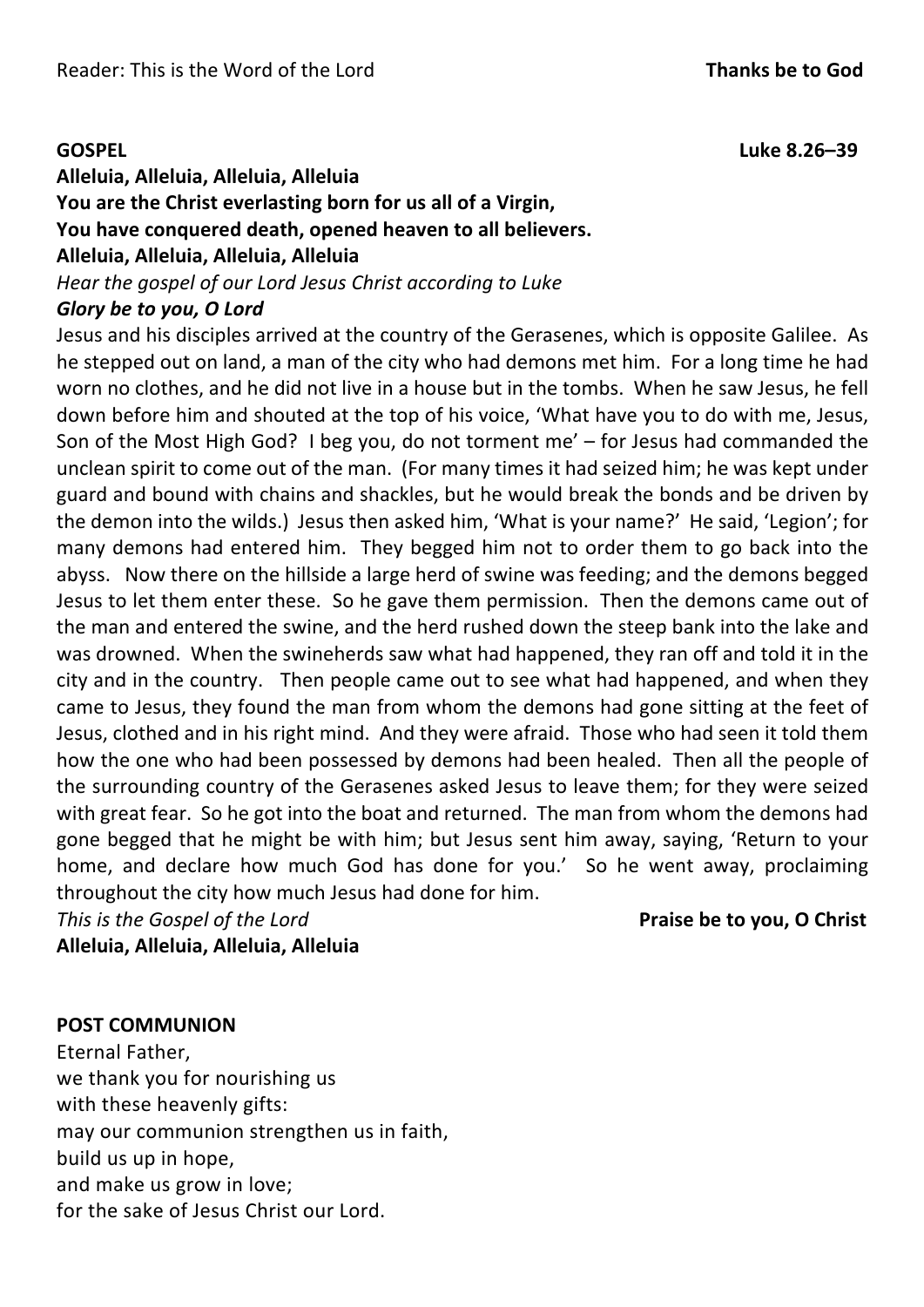Reader: This is the Word of the Lord **Thanks be to God**

**GOSPEL** **Luke 8.26–39**

**Alleluia, Alleluia, Alleluia, Alleluia**
**You are the Christ everlasting born for us all of a Virgin,**
**You have conquered death, opened heaven to all believers.**
**Alleluia, Alleluia, Alleluia, Alleluia**

*Hear the gospel of our Lord Jesus Christ according to Luke*
***Glory be to you, O Lord***

Jesus and his disciples arrived at the country of the Gerasenes, which is opposite Galilee. As he stepped out on land, a man of the city who had demons met him. For a long time he had worn no clothes, and he did not live in a house but in the tombs. When he saw Jesus, he fell down before him and shouted at the top of his voice, 'What have you to do with me, Jesus, Son of the Most High God? I beg you, do not torment me' – for Jesus had commanded the unclean spirit to come out of the man. (For many times it had seized him; he was kept under guard and bound with chains and shackles, but he would break the bonds and be driven by the demon into the wilds.) Jesus then asked him, 'What is your name?' He said, 'Legion'; for many demons had entered him. They begged him not to order them to go back into the abyss. Now there on the hillside a large herd of swine was feeding; and the demons begged Jesus to let them enter these. So he gave them permission. Then the demons came out of the man and entered the swine, and the herd rushed down the steep bank into the lake and was drowned. When the swineherds saw what had happened, they ran off and told it in the city and in the country. Then people came out to see what had happened, and when they came to Jesus, they found the man from whom the demons had gone sitting at the feet of Jesus, clothed and in his right mind. And they were afraid. Those who had seen it told them how the one who had been possessed by demons had been healed. Then all the people of the surrounding country of the Gerasenes asked Jesus to leave them; for they were seized with great fear. So he got into the boat and returned. The man from whom the demons had gone begged that he might be with him; but Jesus sent him away, saying, 'Return to your home, and declare how much God has done for you.' So he went away, proclaiming throughout the city how much Jesus had done for him.

*This is the Gospel of the Lord* **Praise be to you, O Christ**
**Alleluia, Alleluia, Alleluia, Alleluia**

**POST COMMUNION**

Eternal Father,
we thank you for nourishing us
with these heavenly gifts:
may our communion strengthen us in faith,
build us up in hope,
and make us grow in love;
for the sake of Jesus Christ our Lord.